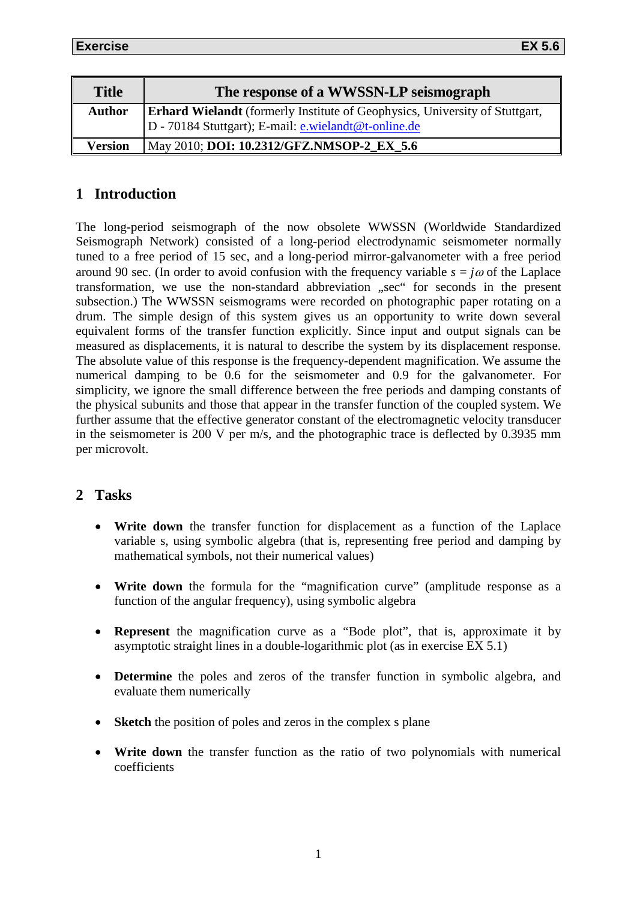| Title | The response of a WWSSN-LP seismograph |
|---|---|
| Author | **Erhard Wielandt** (formerly Institute of Geophysics, University of Stuttgart, D - 70184 Stuttgart); E-mail: e.wielandt@t-online.de |
| Version | May 2010; **DOI: 10.2312/GFZ.NMSOP-2_EX_5.6** |

## 1 Introduction

The long-period seismograph of the now obsolete WWSSN (Worldwide Standardized Seismograph Network) consisted of a long-period electrodynamic seismometer normally tuned to a free period of 15 sec, and a long-period mirror-galvanometer with a free period around 90 sec. (In order to avoid confusion with the frequency variable $s = j\omega$ of the Laplace transformation, we use the non-standard abbreviation „sec" for seconds in the present subsection.) The WWSSN seismograms were recorded on photographic paper rotating on a drum. The simple design of this system gives us an opportunity to write down several equivalent forms of the transfer function explicitly. Since input and output signals can be measured as displacements, it is natural to describe the system by its displacement response. The absolute value of this response is the frequency-dependent magnification. We assume the numerical damping to be 0.6 for the seismometer and 0.9 for the galvanometer. For simplicity, we ignore the small difference between the free periods and damping constants of the physical subunits and those that appear in the transfer function of the coupled system. We further assume that the effective generator constant of the electromagnetic velocity transducer in the seismometer is 200 V per m/s, and the photographic trace is deflected by 0.3935 mm per microvolt.

## 2 Tasks

- **Write down** the transfer function for displacement as a function of the Laplace variable s, using symbolic algebra (that is, representing free period and damping by mathematical symbols, not their numerical values)
- **Write down** the formula for the "magnification curve" (amplitude response as a function of the angular frequency), using symbolic algebra
- **Represent** the magnification curve as a "Bode plot", that is, approximate it by asymptotic straight lines in a double-logarithmic plot (as in exercise EX 5.1)
- **Determine** the poles and zeros of the transfer function in symbolic algebra, and evaluate them numerically
- **Sketch** the position of poles and zeros in the complex s plane
- **Write down** the transfer function as the ratio of two polynomials with numerical coefficients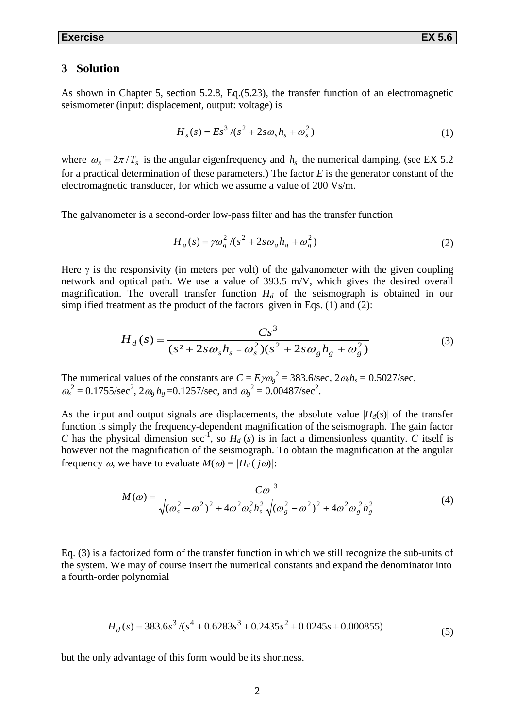## 3 Solution

As shown in Chapter 5, section 5.2.8, Eq.(5.23), the transfer function of an electromagnetic seismometer (input: displacement, output: voltage) is

$$H_s(s) = Es^3 / (s^2 + 2s\omega_s h_s + \omega_s^2) \tag{1}$$

where $\omega_s = 2\pi / T_s$ is the angular eigenfrequency and $h_s$ the numerical damping. (see EX 5.2 for a practical determination of these parameters.) The factor $E$ is the generator constant of the electromagnetic transducer, for which we assume a value of 200 Vs/m.

The galvanometer is a second-order low-pass filter and has the transfer function

$$H_g(s) = \gamma\omega_g^2 / (s^2 + 2s\omega_g h_g + \omega_g^2) \tag{2}$$

Here $\gamma$ is the responsivity (in meters per volt) of the galvanometer with the given coupling network and optical path. We use a value of 393.5 m/V, which gives the desired overall magnification. The overall transfer function $H_d$ of the seismograph is obtained in our simplified treatment as the product of the factors given in Eqs. (1) and (2):

$$H_d(s) = \frac{Cs^3}{(s^2 + 2s\omega_s h_s + \omega_s^2)(s^2 + 2s\omega_g h_g + \omega_g^2)} \tag{3}$$

The numerical values of the constants are $C = E\gamma\omega_g^2$ = 383.6/sec, $2\omega_s h_s$ = 0.5027/sec, $\omega_s^2$ = 0.1755/sec$^2$, $2\omega_g h_g$ =0.1257/sec, and $\omega_g^2$ = 0.00487/sec$^2$.

As the input and output signals are displacements, the absolute value $|H_d(s)|$ of the transfer function is simply the frequency-dependent magnification of the seismograph. The gain factor $C$ has the physical dimension sec$^{-1}$, so $H_d(s)$ is in fact a dimensionless quantity. $C$ itself is however not the magnification of the seismograph. To obtain the magnification at the angular frequency $\omega$, we have to evaluate $M(\omega) = |H_d(j\omega)|$:

$$M(\omega) = \frac{C\omega^3}{\sqrt{(\omega_s^2 - \omega^2)^2 + 4\omega^2\omega_s^2 h_s^2}\sqrt{(\omega_g^2 - \omega^2)^2 + 4\omega^2\omega_g^2 h_g^2}} \tag{4}$$

Eq. (3) is a factorized form of the transfer function in which we still recognize the sub-units of the system. We may of course insert the numerical constants and expand the denominator into a fourth-order polynomial

$$H_d(s) = 383.6s^3 / (s^4 + 0.6283s^3 + 0.2435s^2 + 0.0245s + 0.000855) \tag{5}$$

but the only advantage of this form would be its shortness.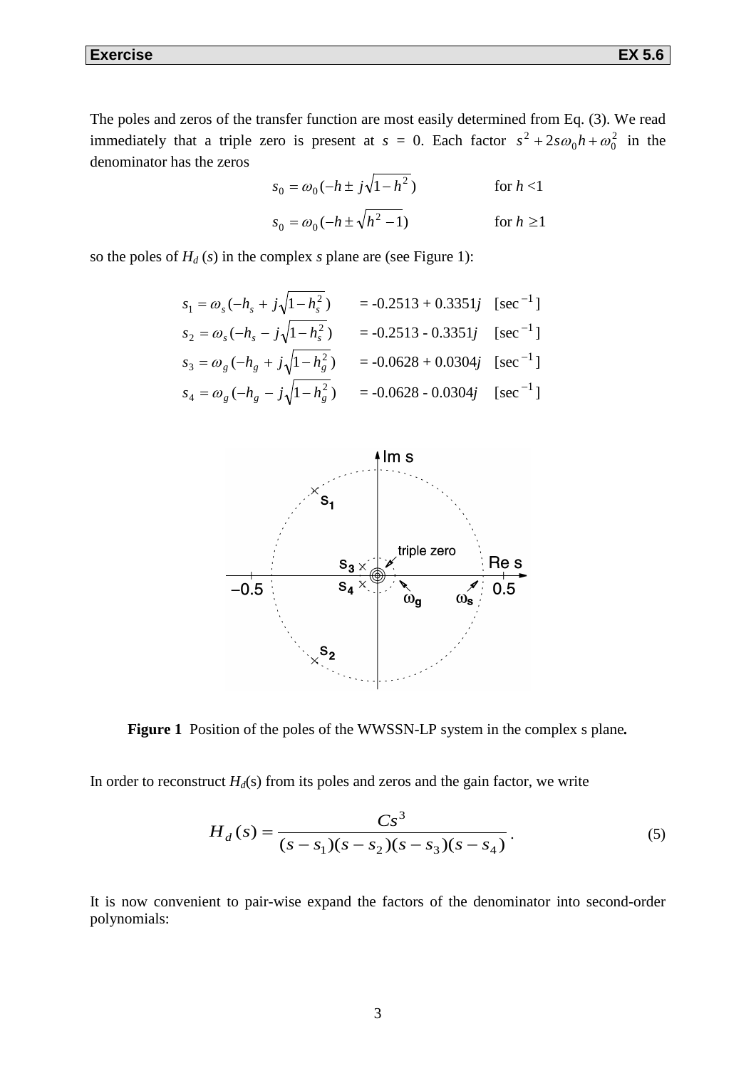The poles and zeros of the transfer function are most easily determined from Eq. (3). We read immediately that a triple zero is present at $s$ = 0. Each factor $s^2 + 2s\omega_0 h + \omega_0^2$ in the denominator has the zeros

$$s_0 = \omega_0(-h \pm j\sqrt{1-h^2}) \qquad \text{for } h < 1$$

$$s_0 = \omega_0(-h \pm \sqrt{h^2 - 1}) \qquad \text{for } h \geq 1$$

so the poles of $H_d(s)$ in the complex $s$ plane are (see Figure 1):

$$s_1 = \omega_s(-h_s + j\sqrt{1-h_s^2}) \quad = -0.2513 + 0.3351j \quad [\text{sec}^{-1}]$$
$$s_2 = \omega_s(-h_s - j\sqrt{1-h_s^2}) \quad = -0.2513 - 0.3351j \quad [\text{sec}^{-1}]$$
$$s_3 = \omega_g(-h_g + j\sqrt{1-h_g^2}) \quad = -0.0628 + 0.0304j \quad [\text{sec}^{-1}]$$
$$s_4 = \omega_g(-h_g - j\sqrt{1-h_g^2}) \quad = -0.0628 - 0.0304j \quad [\text{sec}^{-1}]$$

Im s
Re s
s1
s2
s3
s4
triple zero
ωg
ωs
–0.5
0.5

**Figure 1** Position of the poles of the WWSSN-LP system in the complex s plane**.**

In order to reconstruct $H_d(s)$ from its poles and zeros and the gain factor, we write

$$H_d(s) = \frac{Cs^3}{(s-s_1)(s-s_2)(s-s_3)(s-s_4)}\,. \tag{5}$$

It is now convenient to pair-wise expand the factors of the denominator into second-order polynomials: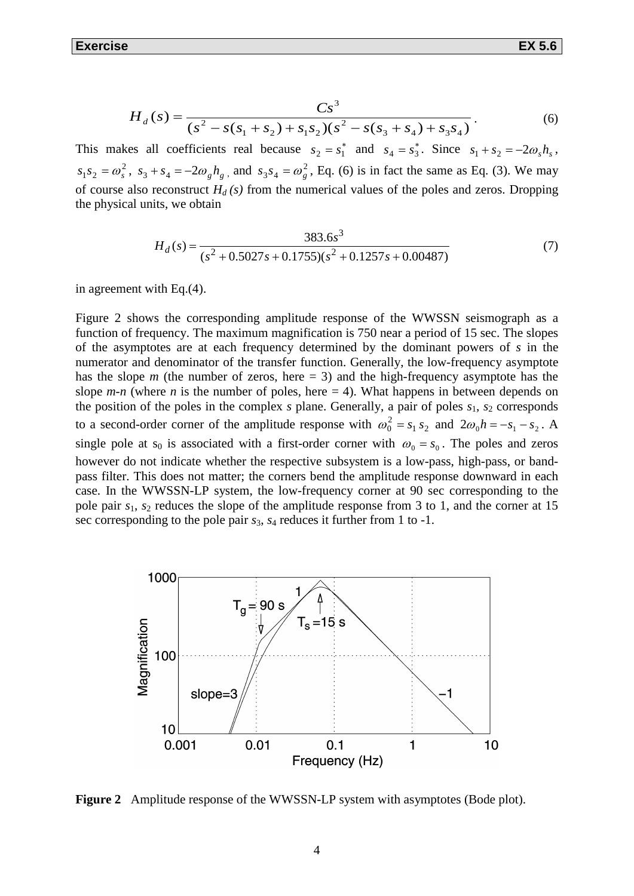$$H_d(s) = \frac{Cs^3}{(s^2 - s(s_1 + s_2) + s_1 s_2)(s^2 - s(s_3 + s_4) + s_3 s_4)} \,. \tag{6}$$

This makes all coefficients real because $s_2 = s_1^*$ and $s_4 = s_3^*$. Since $s_1 + s_2 = -2\omega_s h_s$, $s_1 s_2 = \omega_s^2$, $s_3 + s_4 = -2\omega_g h_g$, and $s_3 s_4 = \omega_g^2$, Eq. (6) is in fact the same as Eq. (3). We may of course also reconstruct $H_d(s)$ from the numerical values of the poles and zeros. Dropping the physical units, we obtain

$$H_d(s) = \frac{383.6 s^3}{(s^2 + 0.5027 s + 0.1755)(s^2 + 0.1257 s + 0.00487)} \tag{7}$$

in agreement with Eq.(4).

Figure 2 shows the corresponding amplitude response of the WWSSN seismograph as a function of frequency. The maximum magnification is 750 near a period of 15 sec. The slopes of the asymptotes are at each frequency determined by the dominant powers of $s$ in the numerator and denominator of the transfer function. Generally, the low-frequency asymptote has the slope $m$ (the number of zeros, here = 3) and the high-frequency asymptote has the slope $m$-$n$ (where $n$ is the number of poles, here = 4). What happens in between depends on the position of the poles in the complex $s$ plane. Generally, a pair of poles $s_1$, $s_2$ corresponds to a second-order corner of the amplitude response with $\omega_0^2 = s_1 s_2$ and $2\omega_0 h = -s_1 - s_2$. A single pole at $s_0$ is associated with a first-order corner with $\omega_0 = s_0$. The poles and zeros however do not indicate whether the respective subsystem is a low-pass, high-pass, or band-pass filter. This does not matter; the corners bend the amplitude response downward in each case. In the WWSSN-LP system, the low-frequency corner at 90 sec corresponding to the pole pair $s_1$, $s_2$ reduces the slope of the amplitude response from 3 to 1, and the corner at 15 sec corresponding to the pole pair $s_3$, $s_4$ reduces it further from 1 to -1.

Magnification
1000
100
10
Frequency (Hz)
0.001
0.01
0.1
1
10
$T_g$ = 90 s
$T_s$ =15 s
1
slope=3
−1

**Figure 2** Amplitude response of the WWSSN-LP system with asymptotes (Bode plot).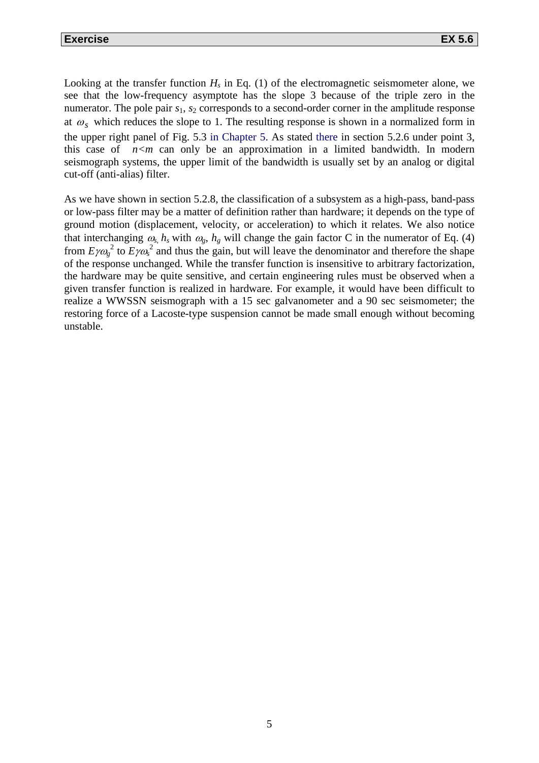Looking at the transfer function $H_s$ in Eq. (1) of the electromagnetic seismometer alone, we see that the low-frequency asymptote has the slope 3 because of the triple zero in the numerator. The pole pair $s_1$, $s_2$ corresponds to a second-order corner in the amplitude response at $\omega_s$ which reduces the slope to 1. The resulting response is shown in a normalized form in the upper right panel of Fig. 5.3 in Chapter 5. As stated there in section 5.2.6 under point 3, this case of $n<m$ can only be an approximation in a limited bandwidth. In modern seismograph systems, the upper limit of the bandwidth is usually set by an analog or digital cut-off (anti-alias) filter.

As we have shown in section 5.2.8, the classification of a subsystem as a high-pass, band-pass or low-pass filter may be a matter of definition rather than hardware; it depends on the type of ground motion (displacement, velocity, or acceleration) to which it relates. We also notice that interchanging $\omega_s$, $h_s$ with $\omega_g$, $h_g$ will change the gain factor C in the numerator of Eq. (4) from $E\gamma\omega_g^2$ to $E\gamma\omega_s^2$ and thus the gain, but will leave the denominator and therefore the shape of the response unchanged. While the transfer function is insensitive to arbitrary factorization, the hardware may be quite sensitive, and certain engineering rules must be observed when a given transfer function is realized in hardware. For example, it would have been difficult to realize a WWSSN seismograph with a 15 sec galvanometer and a 90 sec seismometer; the restoring force of a Lacoste-type suspension cannot be made small enough without becoming unstable.